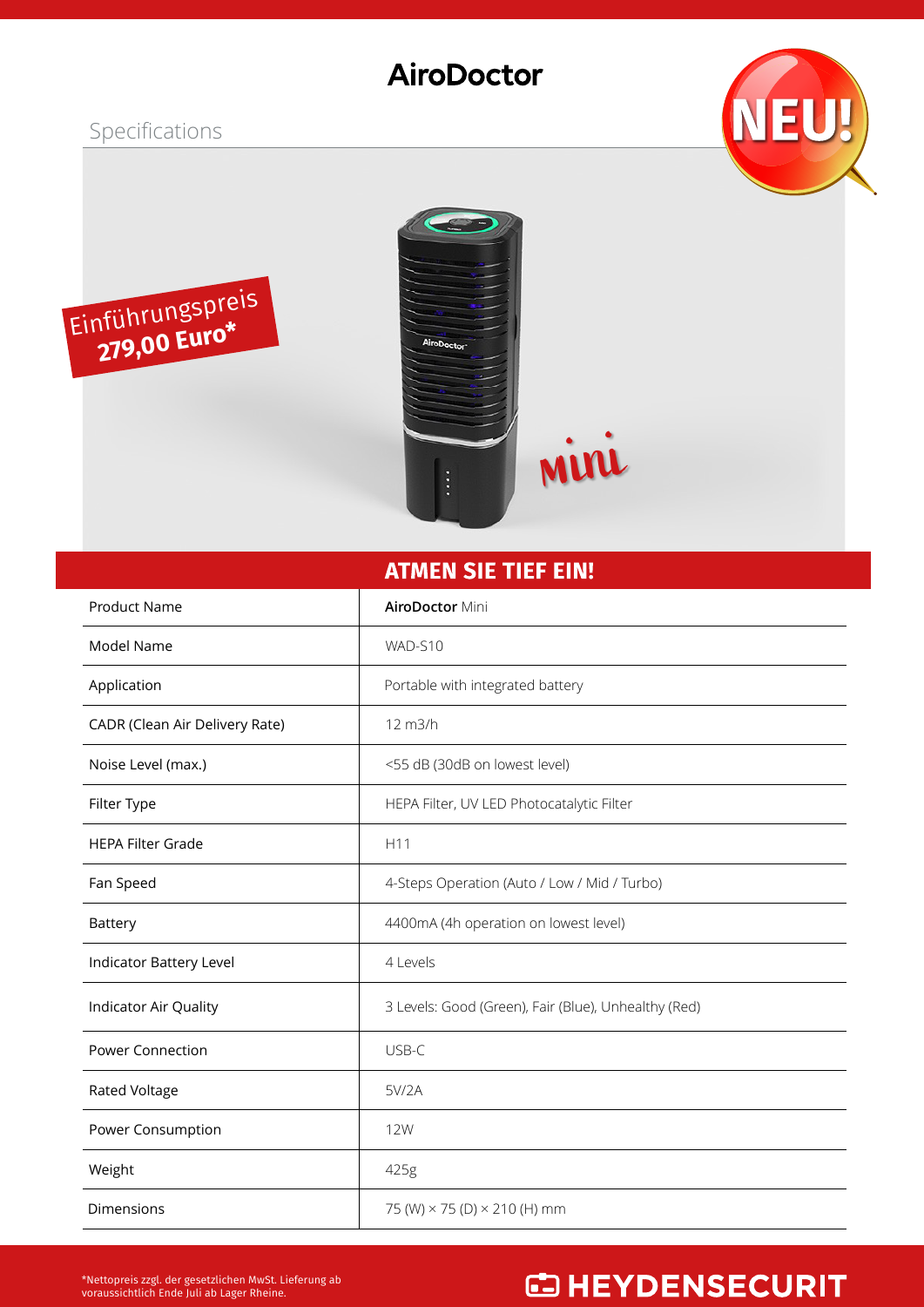# AiroDoctor

## Specifications

NEU!

Einführungspreis **279,00 Euro***

mini

## ATMEN SIE TIEF EIN!

| Product Name | **AiroDoctor** Mini |
|---|---|
| Model Name | WAD-S10 |
| Application | Portable with integrated battery |
| CADR (Clean Air Delivery Rate) | 12 m3/h |
| Noise Level (max.) | <55 dB (30dB on lowest level) |
| Filter Type | HEPA Filter, UV LED Photocatalytic Filter |
| HEPA Filter Grade | H11 |
| Fan Speed | 4-Steps Operation (Auto / Low / Mid / Turbo) |
| Battery | 4400mA (4h operation on lowest level) |
| Indicator Battery Level | 4 Levels |
| Indicator Air Quality | 3 Levels: Good (Green), Fair (Blue), Unhealthy (Red) |
| Power Connection | USB-C |
| Rated Voltage | 5V/2A |
| Power Consumption | 12W |
| Weight | 425g |
| Dimensions | 75 (W) × 75 (D) × 210 (H) mm |

*Nettopreis zzgl. der gesetzlichen MwSt. Lieferung ab voraussichtlich Ende Juli ab Lager Rheine.

HEYDENSECURIT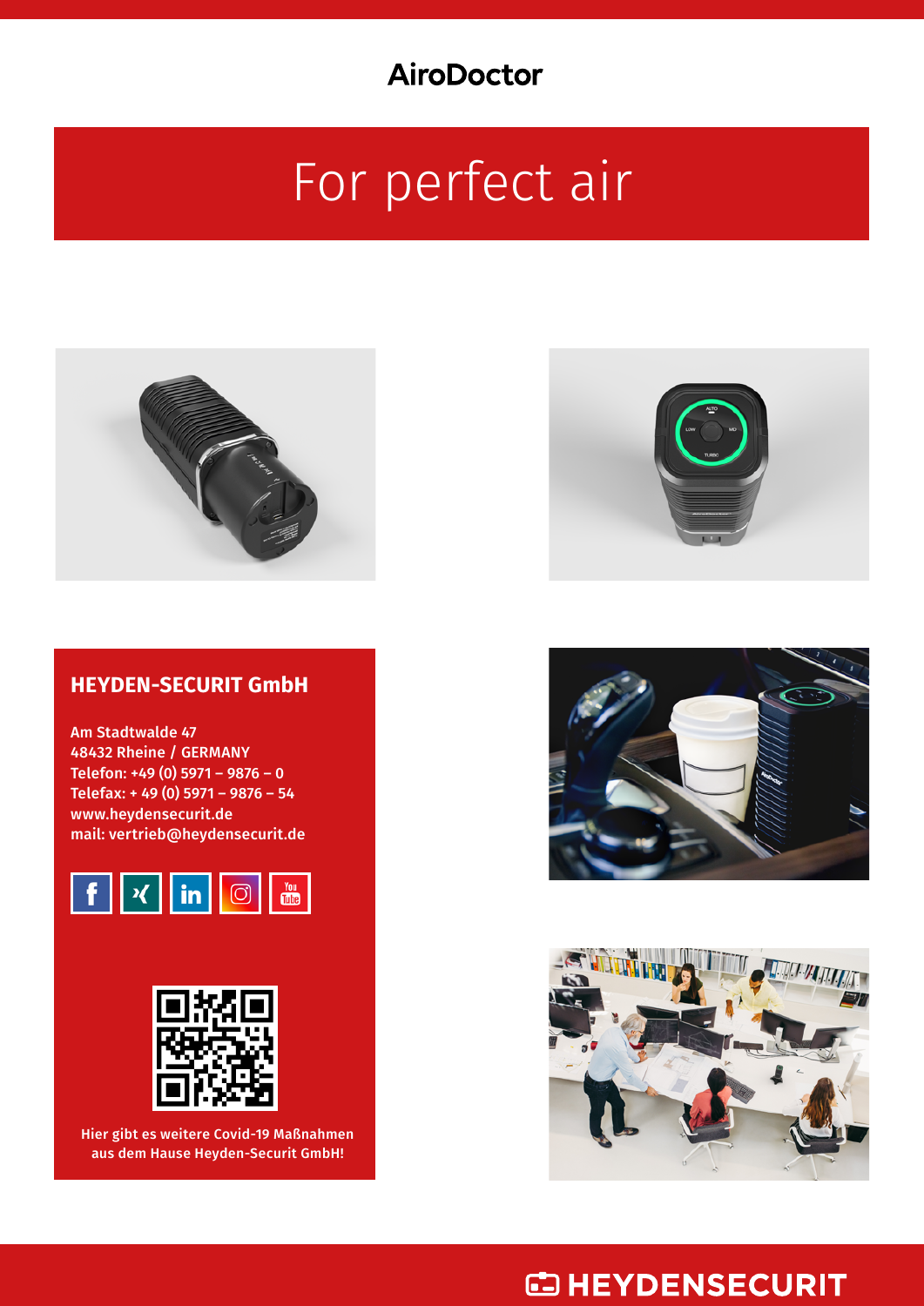AiroDoctor

# For perfect air

## HEYDEN-SECURIT GmbH

Am Stadtwalde 47
48432 Rheine / GERMANY
Telefon: +49 (0) 5971 – 9876 – 0
Telefax: + 49 (0) 5971 – 9876 – 54
www.heydensecurit.de
mail: vertrieb@heydensecurit.de

Hier gibt es weitere Covid-19 Maßnahmen aus dem Hause Heyden-Securit GmbH!

HEYDENSECURIT